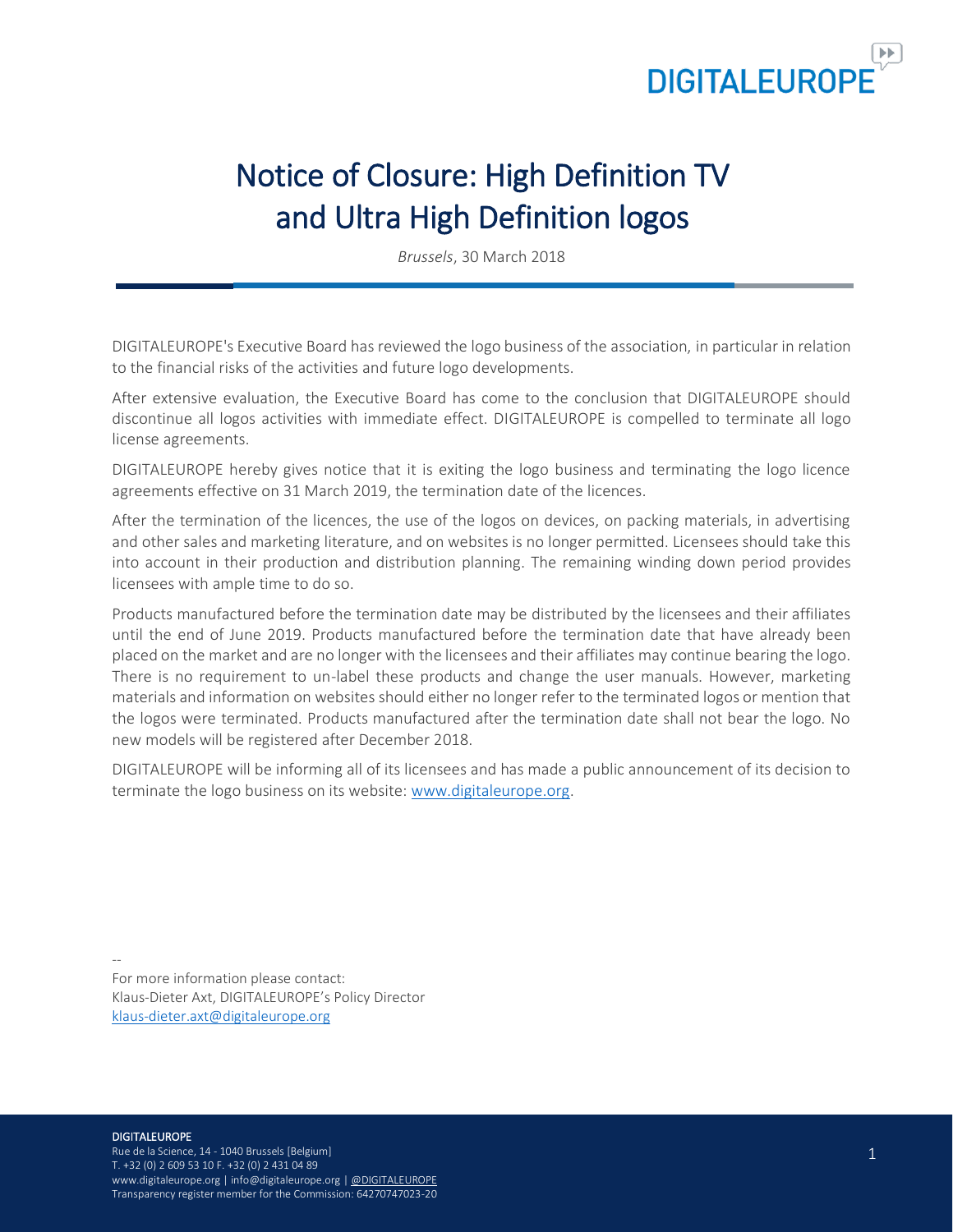# Notice of Closure: High Definition TV and Ultra High Definition logos

*Brussels*, 30 March 2018

DIGITALEUROPE's Executive Board has reviewed the logo business of the association, in particular in relation to the financial risks of the activities and future logo developments.

After extensive evaluation, the Executive Board has come to the conclusion that DIGITALEUROPE should discontinue all logos activities with immediate effect. DIGITALEUROPE is compelled to terminate all logo license agreements.

DIGITALEUROPE hereby gives notice that it is exiting the logo business and terminating the logo licence agreements effective on 31 March 2019, the termination date of the licences.

After the termination of the licences, the use of the logos on devices, on packing materials, in advertising and other sales and marketing literature, and on websites is no longer permitted. Licensees should take this into account in their production and distribution planning. The remaining winding down period provides licensees with ample time to do so.

Products manufactured before the termination date may be distributed by the licensees and their affiliates until the end of June 2019. Products manufactured before the termination date that have already been placed on the market and are no longer with the licensees and their affiliates may continue bearing the logo. There is no requirement to un-label these products and change the user manuals. However, marketing materials and information on websites should either no longer refer to the terminated logos or mention that the logos were terminated. Products manufactured after the termination date shall not bear the logo. No new models will be registered after December 2018.

DIGITALEUROPE will be informing all of its licensees and has made a public announcement of its decision to terminate the logo business on its website: www.digitaleurope.org.

--

For more information please contact:
Klaus-Dieter Axt, DIGITALEUROPE's Policy Director
klaus-dieter.axt@digitaleurope.org

**DIGITALEUROPE**
Rue de la Science, 14 - 1040 Brussels [Belgium]
T. +32 (0) 2 609 53 10 F. +32 (0) 2 431 04 89
www.digitaleurope.org | info@digitaleurope.org | @DIGITALEUROPE
Transparency register member for the Commission: 64270747023-20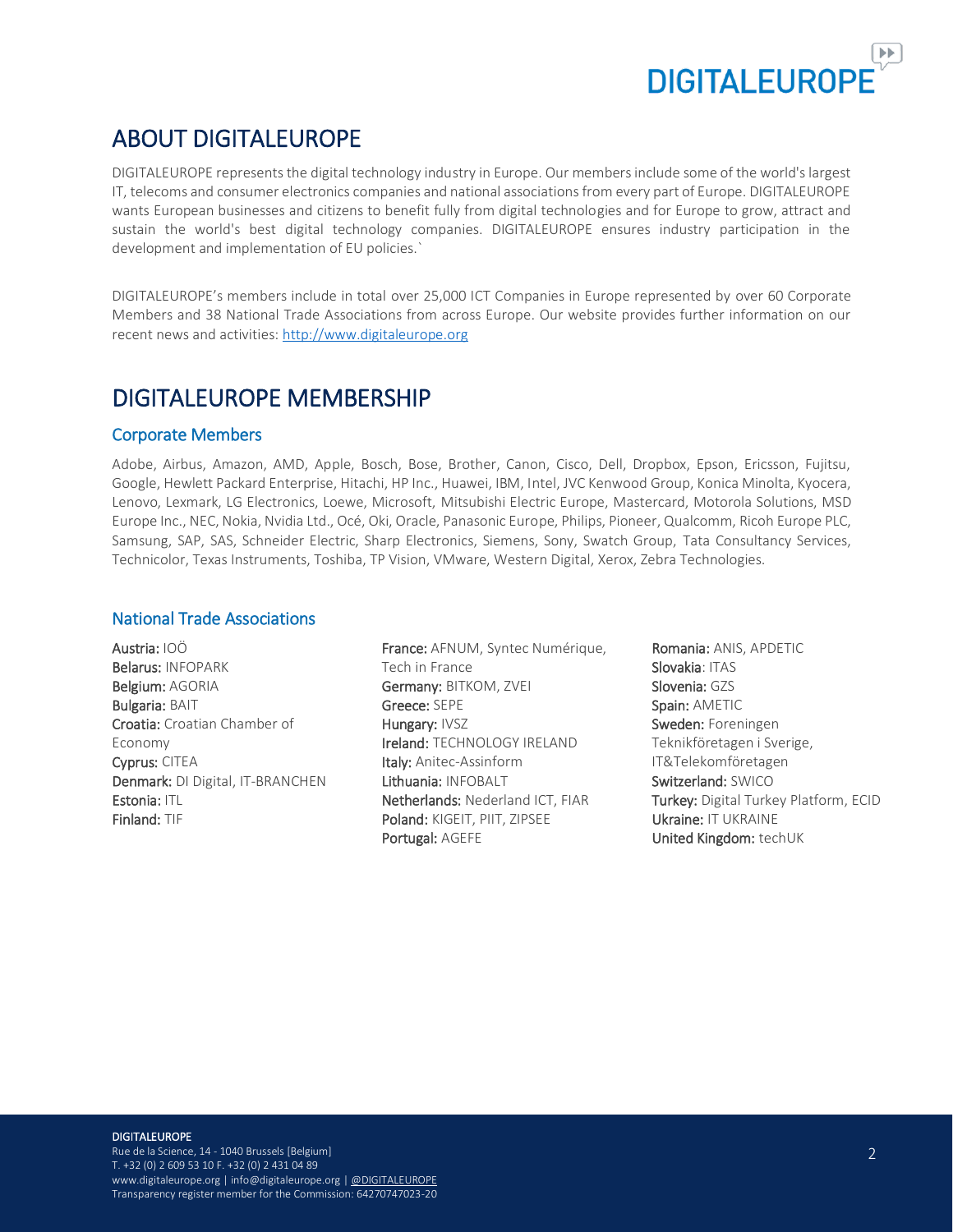## ABOUT DIGITALEUROPE

DIGITALEUROPE represents the digital technology industry in Europe. Our members include some of the world's largest IT, telecoms and consumer electronics companies and national associations from every part of Europe. DIGITALEUROPE wants European businesses and citizens to benefit fully from digital technologies and for Europe to grow, attract and sustain the world's best digital technology companies. DIGITALEUROPE ensures industry participation in the development and implementation of EU policies.`

DIGITALEUROPE's members include in total over 25,000 ICT Companies in Europe represented by over 60 Corporate Members and 38 National Trade Associations from across Europe. Our website provides further information on our recent news and activities: http://www.digitaleurope.org

## DIGITALEUROPE MEMBERSHIP

### Corporate Members

Adobe, Airbus, Amazon, AMD, Apple, Bosch, Bose, Brother, Canon, Cisco, Dell, Dropbox, Epson, Ericsson, Fujitsu, Google, Hewlett Packard Enterprise, Hitachi, HP Inc., Huawei, IBM, Intel, JVC Kenwood Group, Konica Minolta, Kyocera, Lenovo, Lexmark, LG Electronics, Loewe, Microsoft, Mitsubishi Electric Europe, Mastercard, Motorola Solutions, MSD Europe Inc., NEC, Nokia, Nvidia Ltd., Océ, Oki, Oracle, Panasonic Europe, Philips, Pioneer, Qualcomm, Ricoh Europe PLC, Samsung, SAP, SAS, Schneider Electric, Sharp Electronics, Siemens, Sony, Swatch Group, Tata Consultancy Services, Technicolor, Texas Instruments, Toshiba, TP Vision, VMware, Western Digital, Xerox, Zebra Technologies.

### National Trade Associations

**Austria:** IOÖ
**Belarus:** INFOPARK
**Belgium:** AGORIA
**Bulgaria:** BAIT
**Croatia:** Croatian Chamber of Economy
**Cyprus:** CITEA
**Denmark:** DI Digital, IT-BRANCHEN
**Estonia:** ITL
**Finland:** TIF
**France:** AFNUM, Syntec Numérique, Tech in France
**Germany:** BITKOM, ZVEI
**Greece:** SEPE
**Hungary:** IVSZ
**Ireland:** TECHNOLOGY IRELAND
**Italy:** Anitec-Assinform
**Lithuania:** INFOBALT
**Netherlands:** Nederland ICT, FIAR
**Poland:** KIGEIT, PIIT, ZIPSEE
**Portugal:** AGEFE
**Romania:** ANIS, APDETIC
**Slovakia**: ITAS
**Slovenia:** GZS
**Spain:** AMETIC
**Sweden:** Foreningen Teknikföretagen i Sverige, IT&Telekomföretagen
**Switzerland:** SWICO
**Turkey:** Digital Turkey Platform, ECID
**Ukraine:** IT UKRAINE
**United Kingdom:** techUK

**DIGITALEUROPE**
Rue de la Science, 14 - 1040 Brussels [Belgium]
T. +32 (0) 2 609 53 10 F. +32 (0) 2 431 04 89
www.digitaleurope.org | info@digitaleurope.org | @DIGITALEUROPE
Transparency register member for the Commission: 64270747023-20